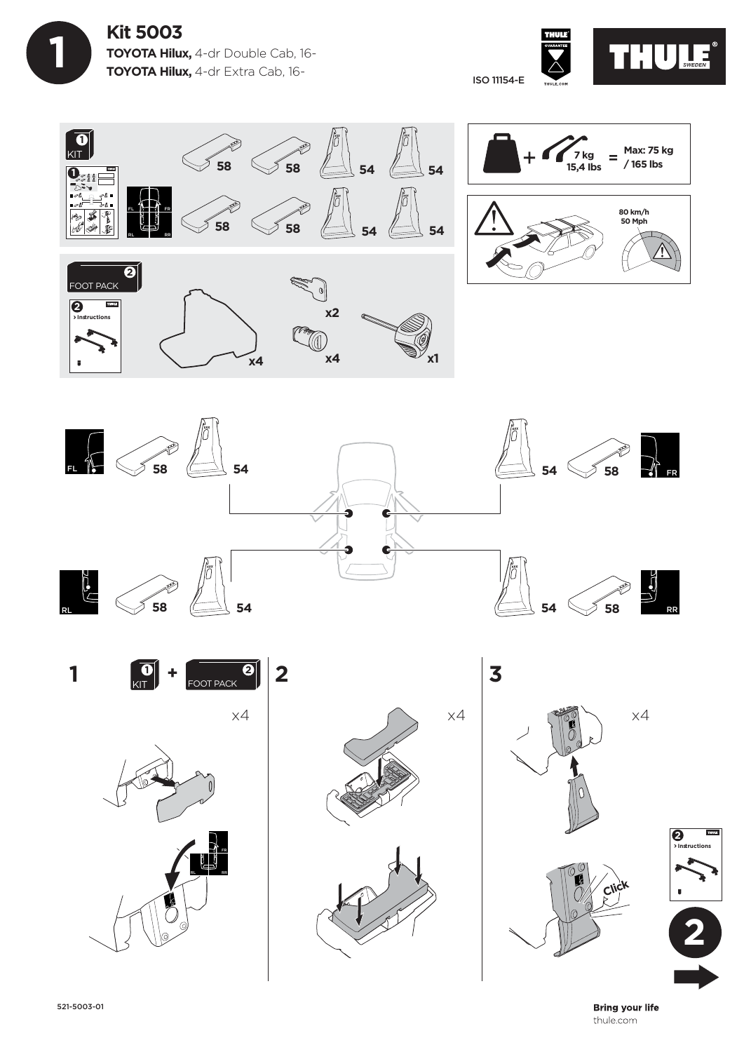# Kit 5003

**TOYOTA Hilux,** 4-dr Double Cab, 16-
**TOYOTA Hilux,** 4-dr Extra Cab, 16-

ISO 11154-E

THULE SWEDEN

**1 KIT**

58 58 54 54
58 58 54 54

FL FR RL RR

**2 FOOT PACK**

> Instructions

x4 x2 x4 x1

7 kg 15,4 lbs = Max: 75 kg / 165 lbs

80 km/h 50 Mph

FL 58 54 — 54 58 FR

RL 58 54 — 54 58 RR

**1** KIT + FOOT PACK x4

**2** x4

**3** x4 Click

> Instructions

**2**

521-5003-01

**Bring your life**
thule.com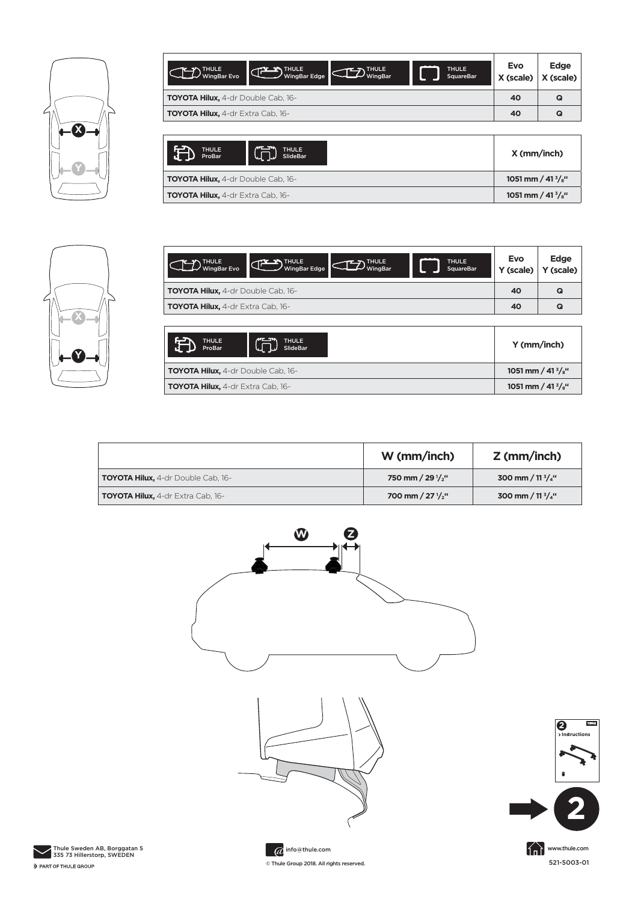| THULE WingBar Evo / THULE WingBar Edge / THULE WingBar / THULE SquareBar | Evo X (scale) | Edge X (scale) |
|---|---|---|
| **TOYOTA Hilux,** 4-dr Double Cab, 16- | 40 | Q |
| **TOYOTA Hilux,** 4-dr Extra Cab, 16- | 40 | Q |

| THULE ProBar / THULE SlideBar | X (mm/inch) |
|---|---|
| **TOYOTA Hilux,** 4-dr Double Cab, 16- | 1051 mm / 41 $^{3}/_{8}$" |
| **TOYOTA Hilux,** 4-dr Extra Cab, 16- | 1051 mm / 41 $^{3}/_{8}$" |

| THULE WingBar Evo / THULE WingBar Edge / THULE WingBar / THULE SquareBar | Evo Y (scale) | Edge Y (scale) |
|---|---|---|
| **TOYOTA Hilux,** 4-dr Double Cab, 16- | 40 | Q |
| **TOYOTA Hilux,** 4-dr Extra Cab, 16- | 40 | Q |

| THULE ProBar / THULE SlideBar | Y (mm/inch) |
|---|---|
| **TOYOTA Hilux,** 4-dr Double Cab, 16- | 1051 mm / 41 $^{3}/_{8}$" |
| **TOYOTA Hilux,** 4-dr Extra Cab, 16- | 1051 mm / 41 $^{3}/_{8}$" |

| | W (mm/inch) | Z (mm/inch) |
|---|---|---|
| **TOYOTA Hilux,** 4-dr Double Cab, 16- | 750 mm / 29 $^{1}/_{2}$" | 300 mm / 11 $^{3}/_{4}$" |
| **TOYOTA Hilux,** 4-dr Extra Cab, 16- | 700 mm / 27 $^{1}/_{2}$" | 300 mm / 11 $^{3}/_{4}$" |

W

Z

2 > Instructions

2

Thule Sweden AB, Borggatan 5
335 73 Hillerstorp, SWEDEN

PART OF THULE GROUP

info@thule.com

© Thule Group 2018. All rights reserved.

www.thule.com

521-5003-01